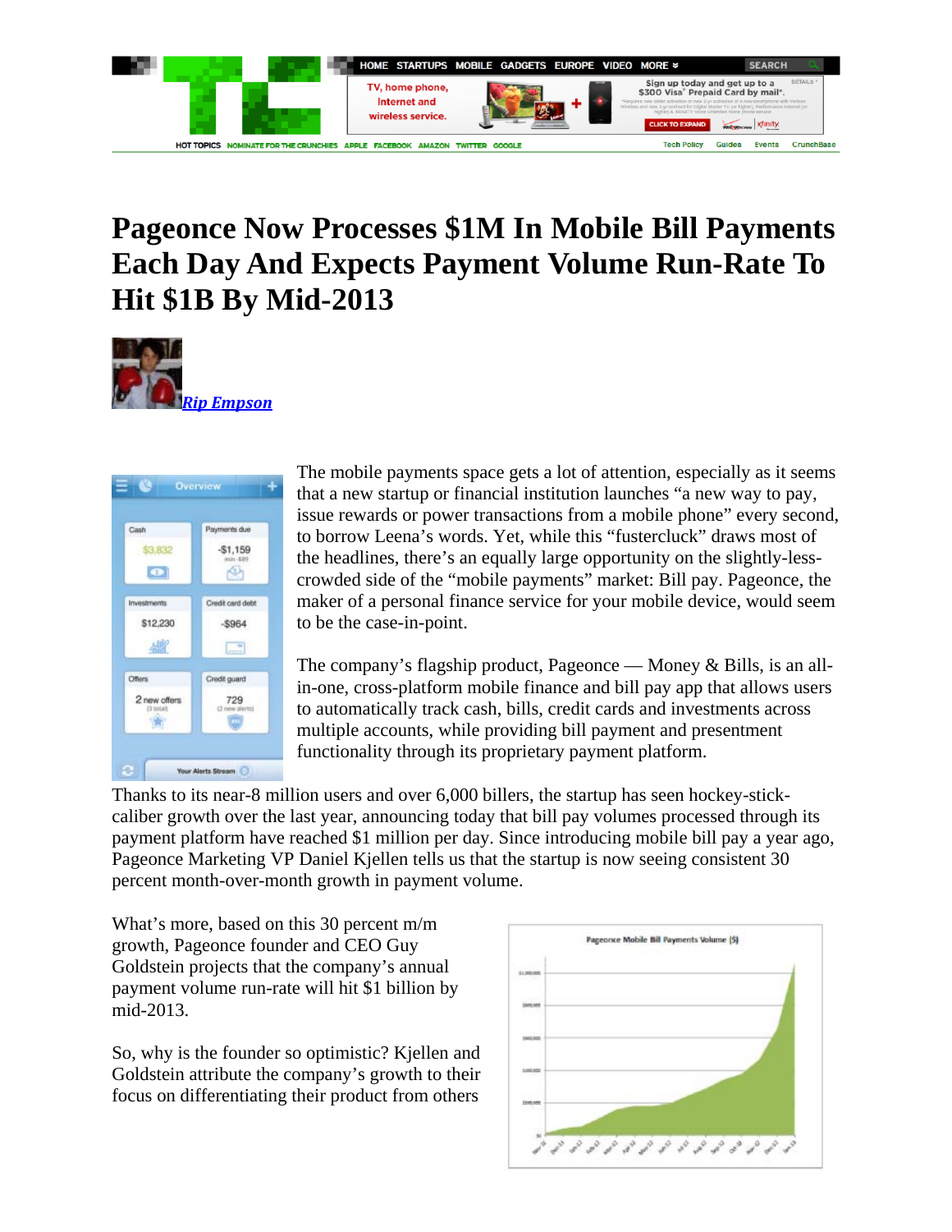# Pageonce Now Processes $1M In Mobile Bill Payments Each Day And Expects Payment Volume Run-Rate To Hit $1B By Mid-2013

*Rip Empson*

The mobile payments space gets a lot of attention, especially as it seems that a new startup or financial institution launches "a new way to pay, issue rewards or power transactions from a mobile phone" every second, to borrow Leena's words. Yet, while this "fustercluck" draws most of the headlines, there's an equally large opportunity on the slightly-less-crowded side of the "mobile payments" market: Bill pay. Pageonce, the maker of a personal finance service for your mobile device, would seem to be the case-in-point.

The company's flagship product, Pageonce — Money & Bills, is an all-in-one, cross-platform mobile finance and bill pay app that allows users to automatically track cash, bills, credit cards and investments across multiple accounts, while providing bill payment and presentment functionality through its proprietary payment platform.

Thanks to its near-8 million users and over 6,000 billers, the startup has seen hockey-stick-caliber growth over the last year, announcing today that bill pay volumes processed through its payment platform have reached $1 million per day. Since introducing mobile bill pay a year ago, Pageonce Marketing VP Daniel Kjellen tells us that the startup is now seeing consistent 30 percent month-over-month growth in payment volume.

What's more, based on this 30 percent m/m growth, Pageonce founder and CEO Guy Goldstein projects that the company's annual payment volume run-rate will hit $1 billion by mid-2013.

So, why is the founder so optimistic? Kjellen and Goldstein attribute the company's growth to their focus on differentiating their product from others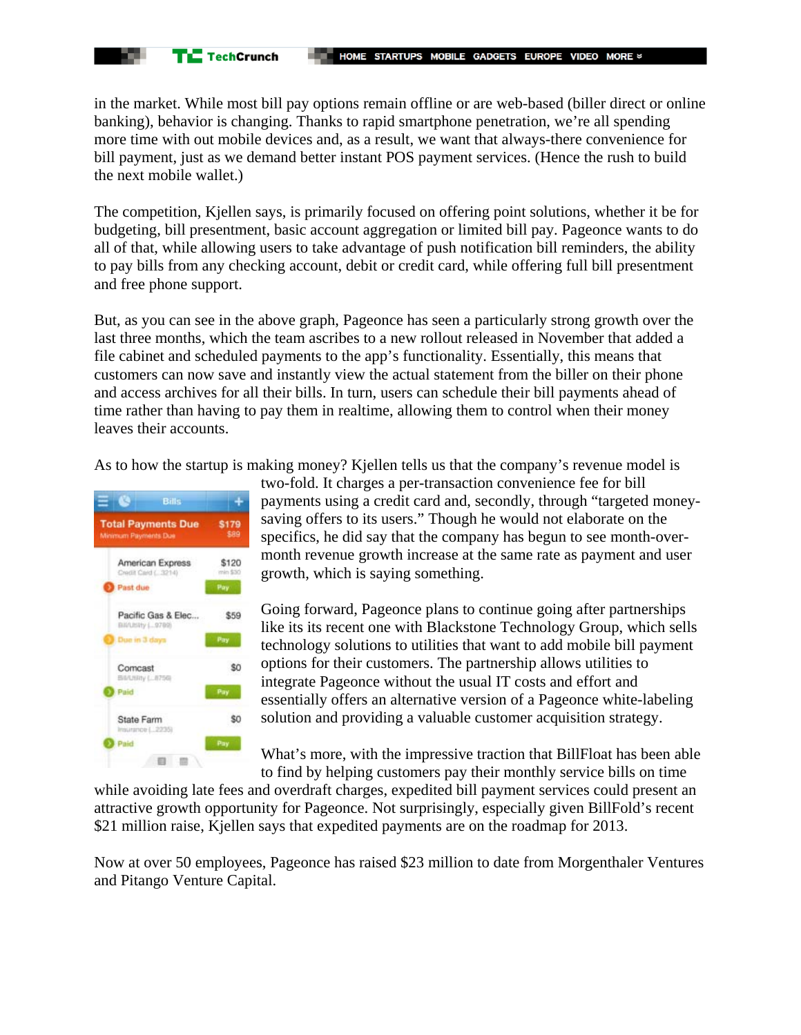in the market. While most bill pay options remain offline or are web-based (biller direct or online banking), behavior is changing. Thanks to rapid smartphone penetration, we're all spending more time with out mobile devices and, as a result, we want that always-there convenience for bill payment, just as we demand better instant POS payment services. (Hence the rush to build the next mobile wallet.)

The competition, Kjellen says, is primarily focused on offering point solutions, whether it be for budgeting, bill presentment, basic account aggregation or limited bill pay. Pageonce wants to do all of that, while allowing users to take advantage of push notification bill reminders, the ability to pay bills from any checking account, debit or credit card, while offering full bill presentment and free phone support.

But, as you can see in the above graph, Pageonce has seen a particularly strong growth over the last three months, which the team ascribes to a new rollout released in November that added a file cabinet and scheduled payments to the app's functionality. Essentially, this means that customers can now save and instantly view the actual statement from the biller on their phone and access archives for all their bills. In turn, users can schedule their bill payments ahead of time rather than having to pay them in realtime, allowing them to control when their money leaves their accounts.

As to how the startup is making money? Kjellen tells us that the company's revenue model is two-fold. It charges a per-transaction convenience fee for bill payments using a credit card and, secondly, through "targeted money-saving offers to its users." Though he would not elaborate on the specifics, he did say that the company has begun to see month-over-month revenue growth increase at the same rate as payment and user growth, which is saying something.

Going forward, Pageonce plans to continue going after partnerships like its its recent one with Blackstone Technology Group, which sells technology solutions to utilities that want to add mobile bill payment options for their customers. The partnership allows utilities to integrate Pageonce without the usual IT costs and effort and essentially offers an alternative version of a Pageonce white-labeling solution and providing a valuable customer acquisition strategy.

What's more, with the impressive traction that BillFloat has been able to find by helping customers pay their monthly service bills on time while avoiding late fees and overdraft charges, expedited bill payment services could present an attractive growth opportunity for Pageonce. Not surprisingly, especially given BillFold's recent $21 million raise, Kjellen says that expedited payments are on the roadmap for 2013.

Now at over 50 employees, Pageonce has raised $23 million to date from Morgenthaler Ventures and Pitango Venture Capital.